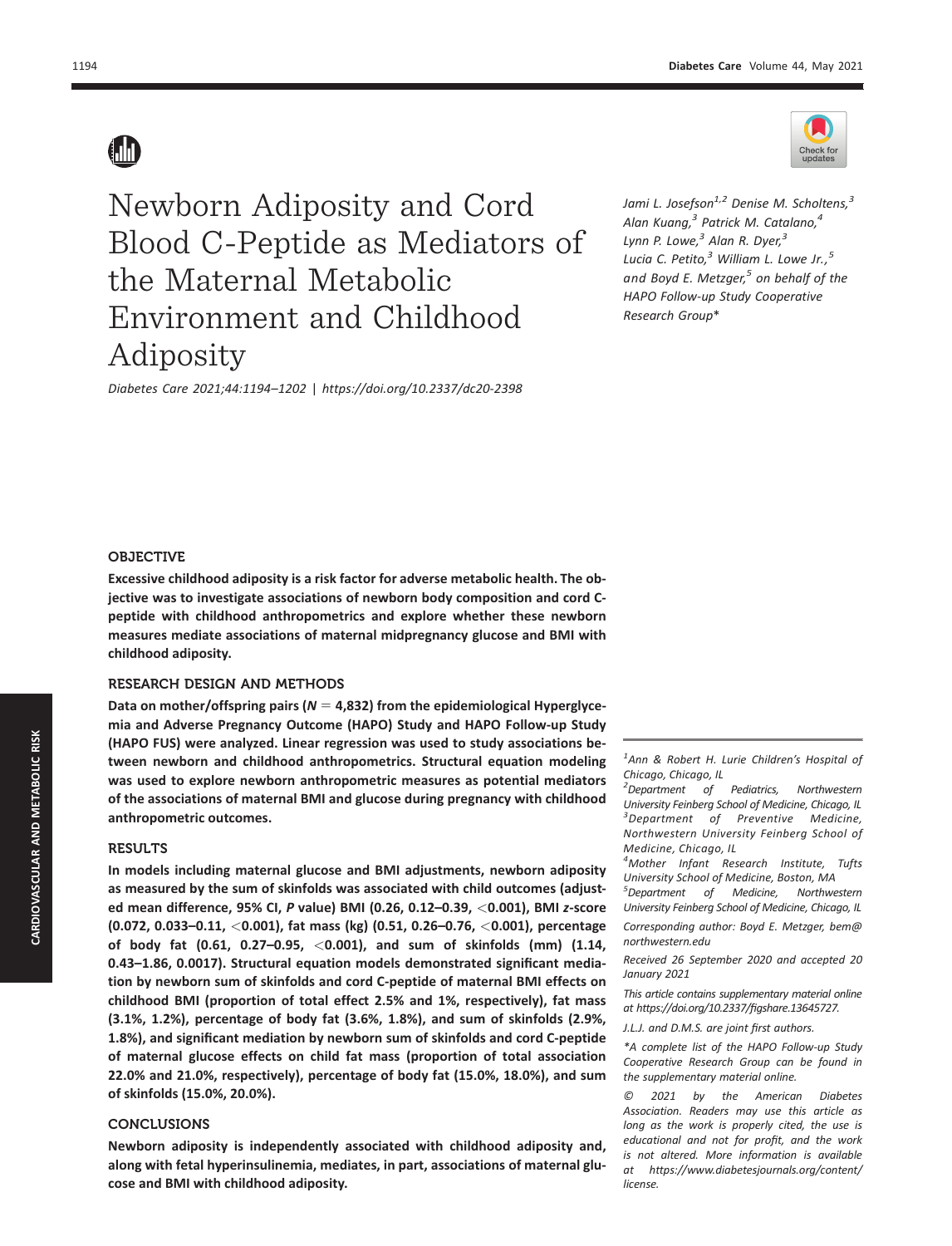# Newborn Adiposity and Cord Blood C-Peptide as Mediators of the Maternal Metabolic Environment and Childhood Adiposity

*Diabetes Care 2021;44:1194–1202 | https://doi.org/10.2337/dc20-2398*

*Jami L. Josefson,[1,2] Denise M. Scholtens,[3] Alan Kuang,[3] Patrick M. Catalano,[4] Lynn P. Lowe,[3] Alan R. Dyer,[3] Lucia C. Petito,[3] William L. Lowe Jr.,[5] and Boyd E. Metzger,[5] on behalf of the HAPO Follow-up Study Cooperative Research Group**

## OBJECTIVE

**Excessive childhood adiposity is a risk factor for adverse metabolic health. The objective was to investigate associations of newborn body composition and cord C-peptide with childhood anthropometrics and explore whether these newborn measures mediate associations of maternal midpregnancy glucose and BMI with childhood adiposity.**

## RESEARCH DESIGN AND METHODS

**Data on mother/offspring pairs ($N = 4{,}832$) from the epidemiological Hyperglycemia and Adverse Pregnancy Outcome (HAPO) Study and HAPO Follow-up Study (HAPO FUS) were analyzed. Linear regression was used to study associations between newborn and childhood anthropometrics. Structural equation modeling was used to explore newborn anthropometric measures as potential mediators of the associations of maternal BMI and glucose during pregnancy with childhood anthropometric outcomes.**

## RESULTS

**In models including maternal glucose and BMI adjustments, newborn adiposity as measured by the sum of skinfolds was associated with child outcomes (adjusted mean difference, 95% CI, *P* value) BMI (0.26, 0.12–0.39, <0.001), BMI *z*-score (0.072, 0.033–0.11, <0.001), fat mass (kg) (0.51, 0.26–0.76, <0.001), percentage of body fat (0.61, 0.27–0.95, <0.001), and sum of skinfolds (mm) (1.14, 0.43–1.86, 0.0017). Structural equation models demonstrated significant mediation by newborn sum of skinfolds and cord C-peptide of maternal BMI effects on childhood BMI (proportion of total effect 2.5% and 1%, respectively), fat mass (3.1%, 1.2%), percentage of body fat (3.6%, 1.8%), and sum of skinfolds (2.9%, 1.8%), and significant mediation by newborn sum of skinfolds and cord C-peptide of maternal glucose effects on child fat mass (proportion of total association 22.0% and 21.0%, respectively), percentage of body fat (15.0%, 18.0%), and sum of skinfolds (15.0%, 20.0%).**

## CONCLUSIONS

**Newborn adiposity is independently associated with childhood adiposity and, along with fetal hyperinsulinemia, mediates, in part, associations of maternal glucose and BMI with childhood adiposity.**

---

[1]Ann & Robert H. Lurie Children's Hospital of Chicago, Chicago, IL
[2]Department of Pediatrics, Northwestern University Feinberg School of Medicine, Chicago, IL
[3]Department of Preventive Medicine, Northwestern University Feinberg School of Medicine, Chicago, IL
[4]Mother Infant Research Institute, Tufts University School of Medicine, Boston, MA
[5]Department of Medicine, Northwestern University Feinberg School of Medicine, Chicago, IL

Corresponding author: Boyd E. Metzger, bem@northwestern.edu

Received 26 September 2020 and accepted 20 January 2021

This article contains supplementary material online at https://doi.org/10.2337/figshare.13645727.

J.L.J. and D.M.S. are joint first authors.

*A complete list of the HAPO Follow-up Study Cooperative Research Group can be found in the supplementary material online.

© 2021 by the American Diabetes Association. Readers may use this article as long as the work is properly cited, the use is educational and not for profit, and the work is not altered. More information is available at https://www.diabetesjournals.org/content/license.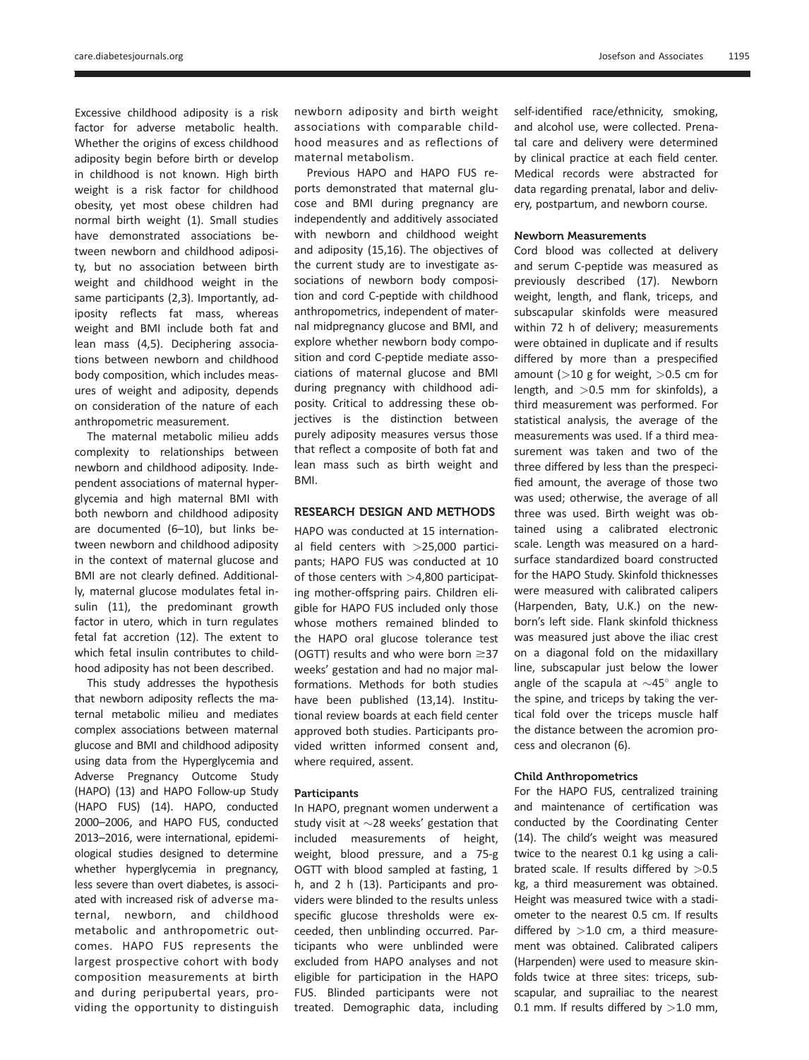Excessive childhood adiposity is a risk factor for adverse metabolic health. Whether the origins of excess childhood adiposity begin before birth or develop in childhood is not known. High birth weight is a risk factor for childhood obesity, yet most obese children had normal birth weight (1). Small studies have demonstrated associations between newborn and childhood adiposity, but no association between birth weight and childhood weight in the same participants (2,3). Importantly, adiposity reflects fat mass, whereas weight and BMI include both fat and lean mass (4,5). Deciphering associations between newborn and childhood body composition, which includes measures of weight and adiposity, depends on consideration of the nature of each anthropometric measurement.

The maternal metabolic milieu adds complexity to relationships between newborn and childhood adiposity. Independent associations of maternal hyperglycemia and high maternal BMI with both newborn and childhood adiposity are documented (6–10), but links between newborn and childhood adiposity in the context of maternal glucose and BMI are not clearly defined. Additionally, maternal glucose modulates fetal insulin (11), the predominant growth factor in utero, which in turn regulates fetal fat accretion (12). The extent to which fetal insulin contributes to childhood adiposity has not been described.

This study addresses the hypothesis that newborn adiposity reflects the maternal metabolic milieu and mediates complex associations between maternal glucose and BMI and childhood adiposity using data from the Hyperglycemia and Adverse Pregnancy Outcome Study (HAPO) (13) and HAPO Follow-up Study (HAPO FUS) (14). HAPO, conducted 2000–2006, and HAPO FUS, conducted 2013–2016, were international, epidemiological studies designed to determine whether hyperglycemia in pregnancy, less severe than overt diabetes, is associated with increased risk of adverse maternal, newborn, and childhood metabolic and anthropometric outcomes. HAPO FUS represents the largest prospective cohort with body composition measurements at birth and during peripubertal years, providing the opportunity to distinguish newborn adiposity and birth weight associations with comparable childhood measures and as reflections of maternal metabolism.

Previous HAPO and HAPO FUS reports demonstrated that maternal glucose and BMI during pregnancy are independently and additively associated with newborn and childhood weight and adiposity (15,16). The objectives of the current study are to investigate associations of newborn body composition and cord C-peptide with childhood anthropometrics, independent of maternal midpregnancy glucose and BMI, and explore whether newborn body composition and cord C-peptide mediate associations of maternal glucose and BMI during pregnancy with childhood adiposity. Critical to addressing these objectives is the distinction between purely adiposity measures versus those that reflect a composite of both fat and lean mass such as birth weight and BMI.

## RESEARCH DESIGN AND METHODS

HAPO was conducted at 15 international field centers with >25,000 participants; HAPO FUS was conducted at 10 of those centers with >4,800 participating mother-offspring pairs. Children eligible for HAPO FUS included only those whose mothers remained blinded to the HAPO oral glucose tolerance test (OGTT) results and who were born ≥37 weeks' gestation and had no major malformations. Methods for both studies have been published (13,14). Institutional review boards at each field center approved both studies. Participants provided written informed consent and, where required, assent.

### Participants

In HAPO, pregnant women underwent a study visit at ~28 weeks' gestation that included measurements of height, weight, blood pressure, and a 75-g OGTT with blood sampled at fasting, 1 h, and 2 h (13). Participants and providers were blinded to the results unless specific glucose thresholds were exceeded, then unblinding occurred. Participants who were unblinded were excluded from HAPO analyses and not eligible for participation in the HAPO FUS. Blinded participants were not treated. Demographic data, including self-identified race/ethnicity, smoking, and alcohol use, were collected. Prenatal care and delivery were determined by clinical practice at each field center. Medical records were abstracted for data regarding prenatal, labor and delivery, postpartum, and newborn course.

### Newborn Measurements

Cord blood was collected at delivery and serum C-peptide was measured as previously described (17). Newborn weight, length, and flank, triceps, and subscapular skinfolds were measured within 72 h of delivery; measurements were obtained in duplicate and if results differed by more than a prespecified amount (>10 g for weight, >0.5 cm for length, and >0.5 mm for skinfolds), a third measurement was performed. For statistical analysis, the average of the measurements was used. If a third measurement was taken and two of the three differed by less than the prespecified amount, the average of those two was used; otherwise, the average of all three was used. Birth weight was obtained using a calibrated electronic scale. Length was measured on a hard-surface standardized board constructed for the HAPO Study. Skinfold thicknesses were measured with calibrated calipers (Harpenden, Baty, U.K.) on the newborn's left side. Flank skinfold thickness was measured just above the iliac crest on a diagonal fold on the midaxillary line, subscapular just below the lower angle of the scapula at ~45° angle to the spine, and triceps by taking the vertical fold over the triceps muscle half the distance between the acromion process and olecranon (6).

### Child Anthropometrics

For the HAPO FUS, centralized training and maintenance of certification was conducted by the Coordinating Center (14). The child's weight was measured twice to the nearest 0.1 kg using a calibrated scale. If results differed by >0.5 kg, a third measurement was obtained. Height was measured twice with a stadiometer to the nearest 0.5 cm. If results differed by >1.0 cm, a third measurement was obtained. Calibrated calipers (Harpenden) were used to measure skinfolds twice at three sites: triceps, subscapular, and suprailiac to the nearest 0.1 mm. If results differed by >1.0 mm,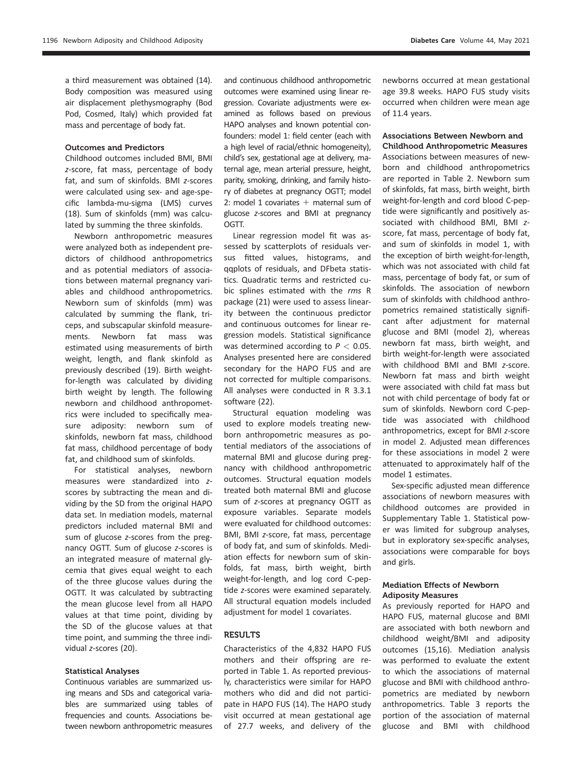a third measurement was obtained (14). Body composition was measured using air displacement plethysmography (Bod Pod, Cosmed, Italy) which provided fat mass and percentage of body fat.

#### Outcomes and Predictors

Childhood outcomes included BMI, BMI *z*-score, fat mass, percentage of body fat, and sum of skinfolds. BMI *z*-scores were calculated using sex- and age-specific lambda-mu-sigma (LMS) curves (18). Sum of skinfolds (mm) was calculated by summing the three skinfolds.

Newborn anthropometric measures were analyzed both as independent predictors of childhood anthropometrics and as potential mediators of associations between maternal pregnancy variables and childhood anthropometrics. Newborn sum of skinfolds (mm) was calculated by summing the flank, triceps, and subscapular skinfold measurements. Newborn fat mass was estimated using measurements of birth weight, length, and flank skinfold as previously described (19). Birth weight-for-length was calculated by dividing birth weight by length. The following newborn and childhood anthropometrics were included to specifically measure adiposity: newborn sum of skinfolds, newborn fat mass, childhood fat mass, childhood percentage of body fat, and childhood sum of skinfolds.

For statistical analyses, newborn measures were standardized into *z*-scores by subtracting the mean and dividing by the SD from the original HAPO data set. In mediation models, maternal predictors included maternal BMI and sum of glucose *z*-scores from the pregnancy OGTT. Sum of glucose *z*-scores is an integrated measure of maternal glycemia that gives equal weight to each of the three glucose values during the OGTT. It was calculated by subtracting the mean glucose level from all HAPO values at that time point, dividing by the SD of the glucose values at that time point, and summing the three individual *z*-scores (20).

#### Statistical Analyses

Continuous variables are summarized using means and SDs and categorical variables are summarized using tables of frequencies and counts. Associations between newborn anthropometric measures and continuous childhood anthropometric outcomes were examined using linear regression. Covariate adjustments were examined as follows based on previous HAPO analyses and known potential confounders: model 1: field center (each with a high level of racial/ethnic homogeneity), child's sex, gestational age at delivery, maternal age, mean arterial pressure, height, parity, smoking, drinking, and family history of diabetes at pregnancy OGTT; model 2: model 1 covariates + maternal sum of glucose *z*-scores and BMI at pregnancy OGTT.

Linear regression model fit was assessed by scatterplots of residuals versus fitted values, histograms, and qqplots of residuals, and DFbeta statistics. Quadratic terms and restricted cubic splines estimated with the *rms* R package (21) were used to assess linearity between the continuous predictor and continuous outcomes for linear regression models. Statistical significance was determined according to $P < 0.05$. Analyses presented here are considered secondary for the HAPO FUS and are not corrected for multiple comparisons. All analyses were conducted in R 3.3.1 software (22).

Structural equation modeling was used to explore models treating newborn anthropometric measures as potential mediators of the associations of maternal BMI and glucose during pregnancy with childhood anthropometric outcomes. Structural equation models treated both maternal BMI and glucose sum of *z*-scores at pregnancy OGTT as exposure variables. Separate models were evaluated for childhood outcomes: BMI, BMI *z*-score, fat mass, percentage of body fat, and sum of skinfolds. Mediation effects for newborn sum of skinfolds, fat mass, birth weight, birth weight-for-length, and log cord C-peptide *z*-scores were examined separately. All structural equation models included adjustment for model 1 covariates.

## RESULTS

Characteristics of the 4,832 HAPO FUS mothers and their offspring are reported in Table 1. As reported previously, characteristics were similar for HAPO mothers who did and did not participate in HAPO FUS (14). The HAPO study visit occurred at mean gestational age of 27.7 weeks, and delivery of the newborns occurred at mean gestational age 39.8 weeks. HAPO FUS study visits occurred when children were mean age of 11.4 years.

#### Associations Between Newborn and Childhood Anthropometric Measures

Associations between measures of newborn and childhood anthropometrics are reported in Table 2. Newborn sum of skinfolds, fat mass, birth weight, birth weight-for-length and cord blood C-peptide were significantly and positively associated with childhood BMI, BMI *z*-score, fat mass, percentage of body fat, and sum of skinfolds in model 1, with the exception of birth weight-for-length, which was not associated with child fat mass, percentage of body fat, or sum of skinfolds. The association of newborn sum of skinfolds with childhood anthropometrics remained statistically significant after adjustment for maternal glucose and BMI (model 2), whereas newborn fat mass, birth weight, and birth weight-for-length were associated with childhood BMI and BMI *z*-score. Newborn fat mass and birth weight were associated with child fat mass but not with child percentage of body fat or sum of skinfolds. Newborn cord C-peptide was associated with childhood anthropometrics, except for BMI *z*-score in model 2. Adjusted mean differences for these associations in model 2 were attenuated to approximately half of the model 1 estimates.

Sex-specific adjusted mean difference associations of newborn measures with childhood outcomes are provided in Supplementary Table 1. Statistical power was limited for subgroup analyses, but in exploratory sex-specific analyses, associations were comparable for boys and girls.

#### Mediation Effects of Newborn Adiposity Measures

As previously reported for HAPO and HAPO FUS, maternal glucose and BMI are associated with both newborn and childhood weight/BMI and adiposity outcomes (15,16). Mediation analysis was performed to evaluate the extent to which the associations of maternal glucose and BMI with childhood anthropometrics are mediated by newborn anthropometrics. Table 3 reports the portion of the association of maternal glucose and BMI with childhood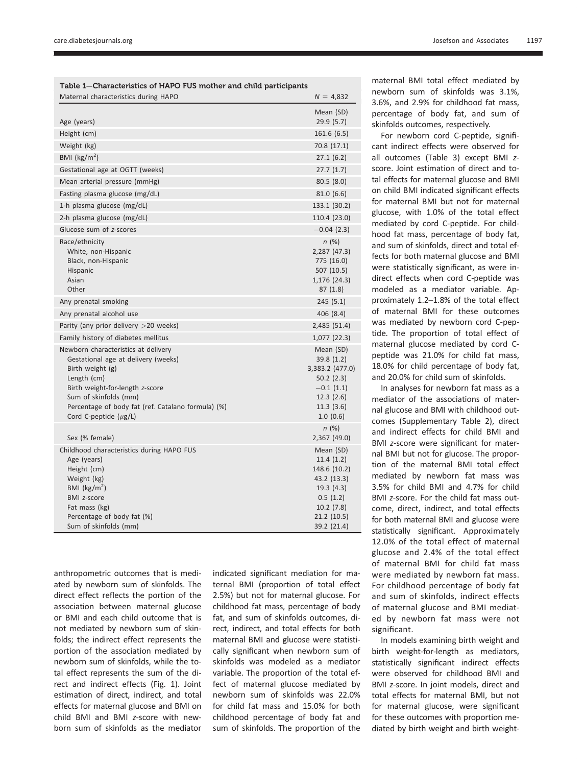Table 1—Characteristics of HAPO FUS mother and child participants

| Maternal characteristics during HAPO | $N$ = 4,832 |
|---|---|
| | Mean (SD) |
| Age (years) | 29.9 (5.7) |
| Height (cm) | 161.6 (6.5) |
| Weight (kg) | 70.8 (17.1) |
| BMI (kg/m$^2$) | 27.1 (6.2) |
| Gestational age at OGTT (weeks) | 27.7 (1.7) |
| Mean arterial pressure (mmHg) | 80.5 (8.0) |
| Fasting plasma glucose (mg/dL) | 81.0 (6.6) |
| 1-h plasma glucose (mg/dL) | 133.1 (30.2) |
| 2-h plasma glucose (mg/dL) | 110.4 (23.0) |
| Glucose sum of $z$-scores | −0.04 (2.3) |
| Race/ethnicity | $n$ (%) |
| White, non-Hispanic | 2,287 (47.3) |
| Black, non-Hispanic | 775 (16.0) |
| Hispanic | 507 (10.5) |
| Asian | 1,176 (24.3) |
| Other | 87 (1.8) |
| Any prenatal smoking | 245 (5.1) |
| Any prenatal alcohol use | 406 (8.4) |
| Parity (any prior delivery >20 weeks) | 2,485 (51.4) |
| Family history of diabetes mellitus | 1,077 (22.3) |
| Newborn characteristics at delivery | Mean (SD) |
| Gestational age at delivery (weeks) | 39.8 (1.2) |
| Birth weight (g) | 3,383.2 (477.0) |
| Length (cm) | 50.2 (2.3) |
| Birth weight-for-length $z$-score | −0.1 (1.1) |
| Sum of skinfolds (mm) | 12.3 (2.6) |
| Percentage of body fat (ref. Catalano formula) (%) | 11.3 (3.6) |
| Cord C-peptide (μg/L) | 1.0 (0.6) |
| | $n$ (%) |
| Sex (% female) | 2,367 (49.0) |
| Childhood characteristics during HAPO FUS | Mean (SD) |
| Age (years) | 11.4 (1.2) |
| Height (cm) | 148.6 (10.2) |
| Weight (kg) | 43.2 (13.3) |
| BMI (kg/m$^2$) | 19.3 (4.3) |
| BMI $z$-score | 0.5 (1.2) |
| Fat mass (kg) | 10.2 (7.8) |
| Percentage of body fat (%) | 21.2 (10.5) |
| Sum of skinfolds (mm) | 39.2 (21.4) |

anthropometric outcomes that is mediated by newborn sum of skinfolds. The direct effect reflects the portion of the association between maternal glucose or BMI and each child outcome that is not mediated by newborn sum of skinfolds; the indirect effect represents the portion of the association mediated by newborn sum of skinfolds, while the total effect represents the sum of the direct and indirect effects (Fig. 1). Joint estimation of direct, indirect, and total effects for maternal glucose and BMI on child BMI and BMI $z$-score with newborn sum of skinfolds as the mediator indicated significant mediation for maternal BMI (proportion of total effect 2.5%) but not for maternal glucose. For childhood fat mass, percentage of body fat, and sum of skinfolds outcomes, direct, indirect, and total effects for both maternal BMI and glucose were statistically significant when newborn sum of skinfolds was modeled as a mediator variable. The proportion of the total effect of maternal glucose mediated by newborn sum of skinfolds was 22.0% for child fat mass and 15.0% for both childhood percentage of body fat and sum of skinfolds. The proportion of the maternal BMI total effect mediated by newborn sum of skinfolds was 3.1%, 3.6%, and 2.9% for childhood fat mass, percentage of body fat, and sum of skinfolds outcomes, respectively.

For newborn cord C-peptide, significant indirect effects were observed for all outcomes (Table 3) except BMI $z$-score. Joint estimation of direct and total effects for maternal glucose and BMI on child BMI indicated significant effects for maternal BMI but not for maternal glucose, with 1.0% of the total effect mediated by cord C-peptide. For childhood fat mass, percentage of body fat, and sum of skinfolds, direct and total effects for both maternal glucose and BMI were statistically significant, as were indirect effects when cord C-peptide was modeled as a mediator variable. Approximately 1.2–1.8% of the total effect of maternal BMI for these outcomes was mediated by newborn cord C-peptide. The proportion of total effect of maternal glucose mediated by cord C-peptide was 21.0% for child fat mass, 18.0% for child percentage of body fat, and 20.0% for child sum of skinfolds.

In analyses for newborn fat mass as a mediator of the associations of maternal glucose and BMI with childhood outcomes (Supplementary Table 2), direct and indirect effects for child BMI and BMI $z$-score were significant for maternal BMI but not for glucose. The proportion of the maternal BMI total effect mediated by newborn fat mass was 3.5% for child BMI and 4.7% for child BMI $z$-score. For the child fat mass outcome, direct, indirect, and total effects for both maternal BMI and glucose were statistically significant. Approximately 12.0% of the total effect of maternal glucose and 2.4% of the total effect of maternal BMI for child fat mass were mediated by newborn fat mass. For childhood percentage of body fat and sum of skinfolds, indirect effects of maternal glucose and BMI mediated by newborn fat mass were not significant.

In models examining birth weight and birth weight-for-length as mediators, statistically significant indirect effects were observed for childhood BMI and BMI $z$-score. In joint models, direct and total effects for maternal BMI, but not for maternal glucose, were significant for these outcomes with proportion mediated by birth weight and birth weight-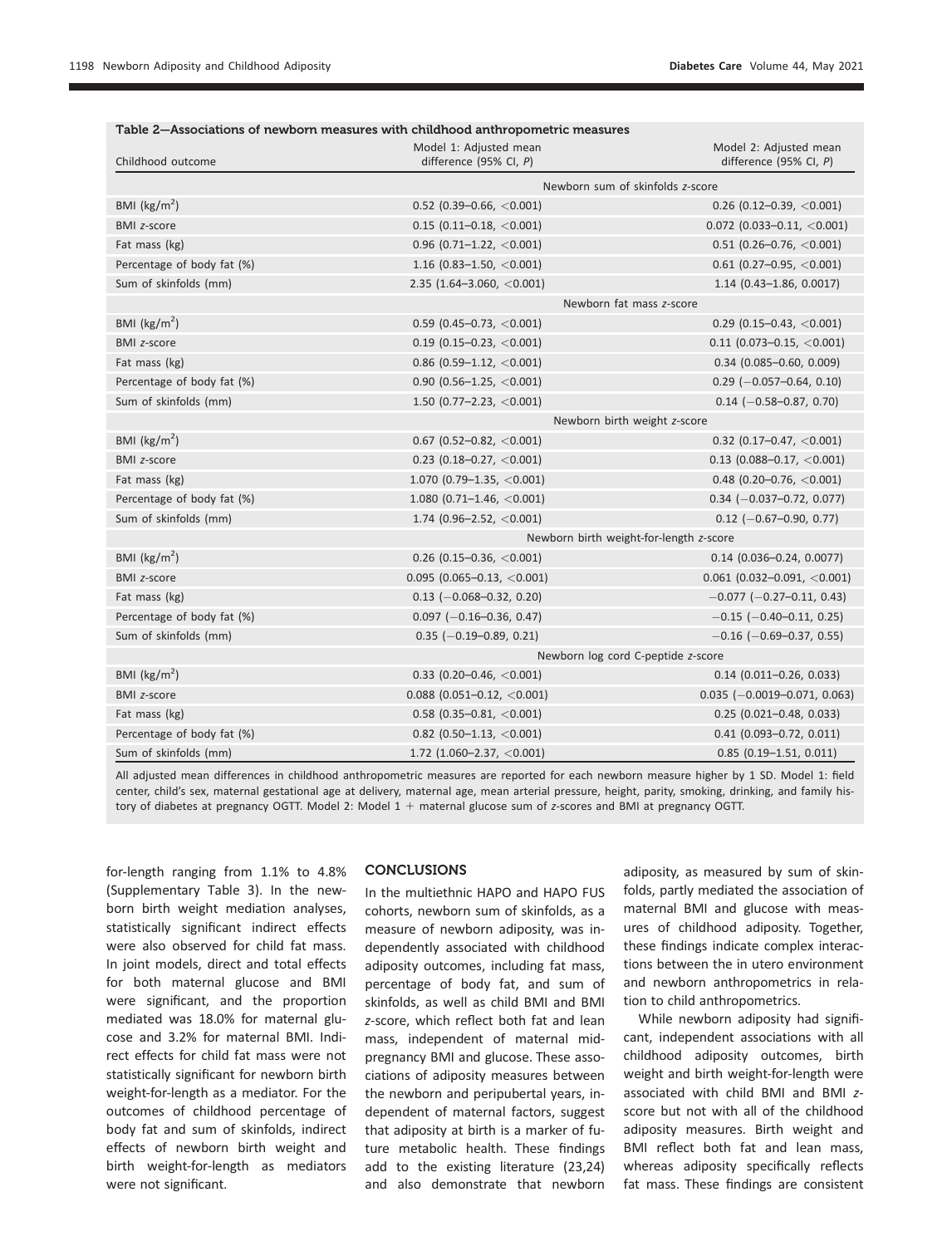**Table 2—Associations of newborn measures with childhood anthropometric measures**

| Childhood outcome | Model 1: Adjusted mean difference (95% CI, *P*) | Model 2: Adjusted mean difference (95% CI, *P*) |
|---|---|---|
| | Newborn sum of skinfolds *z*-score | |
| BMI (kg/m$^2$) | 0.52 (0.39–0.66, <0.001) | 0.26 (0.12–0.39, <0.001) |
| BMI *z*-score | 0.15 (0.11–0.18, <0.001) | 0.072 (0.033–0.11, <0.001) |
| Fat mass (kg) | 0.96 (0.71–1.22, <0.001) | 0.51 (0.26–0.76, <0.001) |
| Percentage of body fat (%) | 1.16 (0.83–1.50, <0.001) | 0.61 (0.27–0.95, <0.001) |
| Sum of skinfolds (mm) | 2.35 (1.64–3.060, <0.001) | 1.14 (0.43–1.86, 0.0017) |
| | Newborn fat mass *z*-score | |
| BMI (kg/m$^2$) | 0.59 (0.45–0.73, <0.001) | 0.29 (0.15–0.43, <0.001) |
| BMI *z*-score | 0.19 (0.15–0.23, <0.001) | 0.11 (0.073–0.15, <0.001) |
| Fat mass (kg) | 0.86 (0.59–1.12, <0.001) | 0.34 (0.085–0.60, 0.009) |
| Percentage of body fat (%) | 0.90 (0.56–1.25, <0.001) | 0.29 (−0.057–0.64, 0.10) |
| Sum of skinfolds (mm) | 1.50 (0.77–2.23, <0.001) | 0.14 (−0.58–0.87, 0.70) |
| | Newborn birth weight *z*-score | |
| BMI (kg/m$^2$) | 0.67 (0.52–0.82, <0.001) | 0.32 (0.17–0.47, <0.001) |
| BMI *z*-score | 0.23 (0.18–0.27, <0.001) | 0.13 (0.088–0.17, <0.001) |
| Fat mass (kg) | 1.070 (0.79–1.35, <0.001) | 0.48 (0.20–0.76, <0.001) |
| Percentage of body fat (%) | 1.080 (0.71–1.46, <0.001) | 0.34 (−0.037–0.72, 0.077) |
| Sum of skinfolds (mm) | 1.74 (0.96–2.52, <0.001) | 0.12 (−0.67–0.90, 0.77) |
| | Newborn birth weight-for-length *z*-score | |
| BMI (kg/m$^2$) | 0.26 (0.15–0.36, <0.001) | 0.14 (0.036–0.24, 0.0077) |
| BMI *z*-score | 0.095 (0.065–0.13, <0.001) | 0.061 (0.032–0.091, <0.001) |
| Fat mass (kg) | 0.13 (−0.068–0.32, 0.20) | −0.077 (−0.27–0.11, 0.43) |
| Percentage of body fat (%) | 0.097 (−0.16–0.36, 0.47) | −0.15 (−0.40–0.11, 0.25) |
| Sum of skinfolds (mm) | 0.35 (−0.19–0.89, 0.21) | −0.16 (−0.69–0.37, 0.55) |
| | Newborn log cord C-peptide *z*-score | |
| BMI (kg/m$^2$) | 0.33 (0.20–0.46, <0.001) | 0.14 (0.011–0.26, 0.033) |
| BMI *z*-score | 0.088 (0.051–0.12, <0.001) | 0.035 (−0.0019–0.071, 0.063) |
| Fat mass (kg) | 0.58 (0.35–0.81, <0.001) | 0.25 (0.021–0.48, 0.033) |
| Percentage of body fat (%) | 0.82 (0.50–1.13, <0.001) | 0.41 (0.093–0.72, 0.011) |
| Sum of skinfolds (mm) | 1.72 (1.060–2.37, <0.001) | 0.85 (0.19–1.51, 0.011) |

All adjusted mean differences in childhood anthropometric measures are reported for each newborn measure higher by 1 SD. Model 1: field center, child's sex, maternal gestational age at delivery, maternal age, mean arterial pressure, height, parity, smoking, drinking, and family history of diabetes at pregnancy OGTT. Model 2: Model 1 + maternal glucose sum of *z*-scores and BMI at pregnancy OGTT.

for-length ranging from 1.1% to 4.8% (Supplementary Table 3). In the newborn birth weight mediation analyses, statistically significant indirect effects were also observed for child fat mass. In joint models, direct and total effects for both maternal glucose and BMI were significant, and the proportion mediated was 18.0% for maternal glucose and 3.2% for maternal BMI. Indirect effects for child fat mass were not statistically significant for newborn birth weight-for-length as a mediator. For the outcomes of childhood percentage of body fat and sum of skinfolds, indirect effects of newborn birth weight and birth weight-for-length as mediators were not significant.

## CONCLUSIONS

In the multiethnic HAPO and HAPO FUS cohorts, newborn sum of skinfolds, as a measure of newborn adiposity, was independently associated with childhood adiposity outcomes, including fat mass, percentage of body fat, and sum of skinfolds, as well as child BMI and BMI *z*-score, which reflect both fat and lean mass, independent of maternal midpregnancy BMI and glucose. These associations of adiposity measures between the newborn and peripubertal years, independent of maternal factors, suggest that adiposity at birth is a marker of future metabolic health. These findings add to the existing literature (23,24) and also demonstrate that newborn adiposity, as measured by sum of skinfolds, partly mediated the association of maternal BMI and glucose with measures of childhood adiposity. Together, these findings indicate complex interactions between the in utero environment and newborn anthropometrics in relation to child anthropometrics.

While newborn adiposity had significant, independent associations with all childhood adiposity outcomes, birth weight and birth weight-for-length were associated with child BMI and BMI *z*-score but not with all of the childhood adiposity measures. Birth weight and BMI reflect both fat and lean mass, whereas adiposity specifically reflects fat mass. These findings are consistent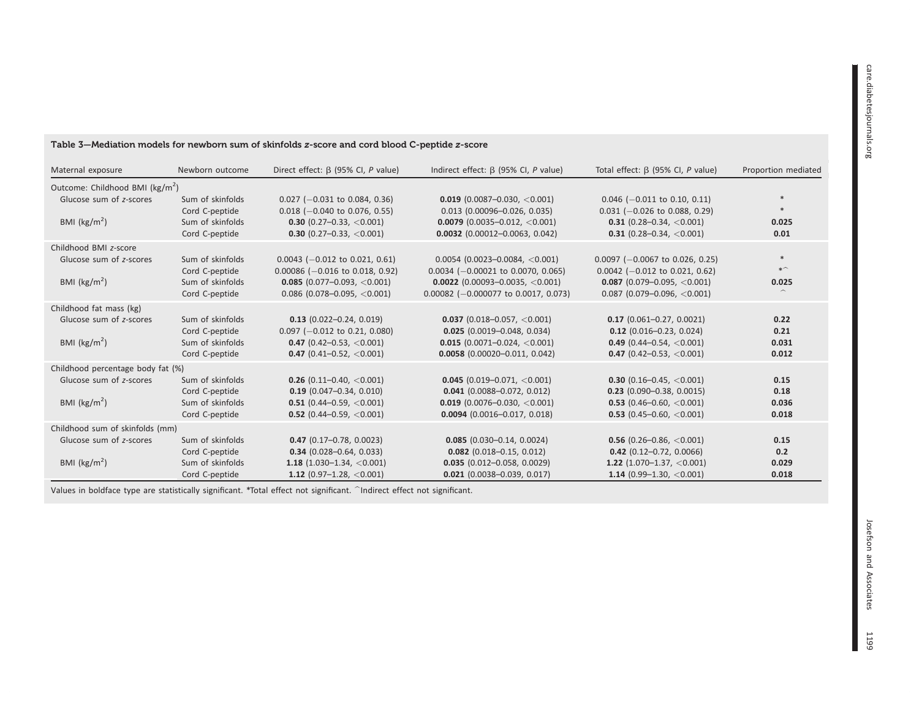**Table 3—Mediation models for newborn sum of skinfolds *z*-score and cord blood C-peptide *z*-score**

| Maternal exposure | Newborn outcome | Direct effect: β (95% CI, *P* value) | Indirect effect: β (95% CI, *P* value) | Total effect: β (95% CI, *P* value) | Proportion mediated |
|---|---|---|---|---|---|
| Outcome: Childhood BMI (kg/m$^2$) | | | | | |
| Glucose sum of *z*-scores | Sum of skinfolds | 0.027 (−0.031 to 0.084, 0.36) | **0.019** (0.0087–0.030, <0.001) | 0.046 (−0.011 to 0.10, 0.11) | * |
| | Cord C-peptide | 0.018 (−0.040 to 0.076, 0.55) | 0.013 (0.00096–0.026, 0.035) | 0.031 (−0.026 to 0.088, 0.29) | * |
| BMI (kg/m$^2$) | Sum of skinfolds | **0.30** (0.27–0.33, <0.001) | **0.0079** (0.0035–0.012, <0.001) | **0.31** (0.28–0.34, <0.001) | **0.025** |
| | Cord C-peptide | **0.30** (0.27–0.33, <0.001) | **0.0032** (0.00012–0.0063, 0.042) | **0.31** (0.28–0.34, <0.001) | **0.01** |
| Childhood BMI *z*-score | | | | | |
| Glucose sum of *z*-scores | Sum of skinfolds | 0.0043 (−0.012 to 0.021, 0.61) | 0.0054 (0.0023–0.0084, <0.001) | 0.0097 (−0.0067 to 0.026, 0.25) | * |
| | Cord C-peptide | 0.00086 (−0.016 to 0.018, 0.92) | 0.0034 (−0.00021 to 0.0070, 0.065) | 0.0042 (−0.012 to 0.021, 0.62) | *^ |
| BMI (kg/m$^2$) | Sum of skinfolds | **0.085** (0.077–0.093, <0.001) | **0.0022** (0.00093–0.0035, <0.001) | **0.087** (0.079–0.095, <0.001) | **0.025** |
| | Cord C-peptide | 0.086 (0.078–0.095, <0.001) | 0.00082 (−0.000077 to 0.0017, 0.073) | 0.087 (0.079–0.096, <0.001) | ^ |
| Childhood fat mass (kg) | | | | | |
| Glucose sum of *z*-scores | Sum of skinfolds | **0.13** (0.022–0.24, 0.019) | **0.037** (0.018–0.057, <0.001) | **0.17** (0.061–0.27, 0.0021) | **0.22** |
| | Cord C-peptide | 0.097 (−0.012 to 0.21, 0.080) | **0.025** (0.0019–0.048, 0.034) | **0.12** (0.016–0.23, 0.024) | **0.21** |
| BMI (kg/m$^2$) | Sum of skinfolds | **0.47** (0.42–0.53, <0.001) | **0.015** (0.0071–0.024, <0.001) | **0.49** (0.44–0.54, <0.001) | **0.031** |
| | Cord C-peptide | **0.47** (0.41–0.52, <0.001) | **0.0058** (0.00020–0.011, 0.042) | **0.47** (0.42–0.53, <0.001) | **0.012** |
| Childhood percentage body fat (%) | | | | | |
| Glucose sum of *z*-scores | Sum of skinfolds | **0.26** (0.11–0.40, <0.001) | **0.045** (0.019–0.071, <0.001) | **0.30** (0.16–0.45, <0.001) | **0.15** |
| | Cord C-peptide | **0.19** (0.047–0.34, 0.010) | **0.041** (0.0088–0.072, 0.012) | **0.23** (0.090–0.38, 0.0015) | **0.18** |
| BMI (kg/m$^2$) | Sum of skinfolds | **0.51** (0.44–0.59, <0.001) | **0.019** (0.0076–0.030, <0.001) | **0.53** (0.46–0.60, <0.001) | **0.036** |
| | Cord C-peptide | **0.52** (0.44–0.59, <0.001) | **0.0094** (0.0016–0.017, 0.018) | **0.53** (0.45–0.60, <0.001) | **0.018** |
| Childhood sum of skinfolds (mm) | | | | | |
| Glucose sum of *z*-scores | Sum of skinfolds | **0.47** (0.17–0.78, 0.0023) | **0.085** (0.030–0.14, 0.0024) | **0.56** (0.26–0.86, <0.001) | **0.15** |
| | Cord C-peptide | **0.34** (0.028–0.64, 0.033) | **0.082** (0.018–0.15, 0.012) | **0.42** (0.12–0.72, 0.0066) | **0.2** |
| BMI (kg/m$^2$) | Sum of skinfolds | **1.18** (1.030–1.34, <0.001) | **0.035** (0.012–0.058, 0.0029) | **1.22** (1.070–1.37, <0.001) | **0.029** |
| | Cord C-peptide | **1.12** (0.97–1.28, <0.001) | **0.021** (0.0038–0.039, 0.017) | **1.14** (0.99–1.30, <0.001) | **0.018** |

Values in boldface type are statistically significant. *Total effect not significant. ^Indirect effect not significant.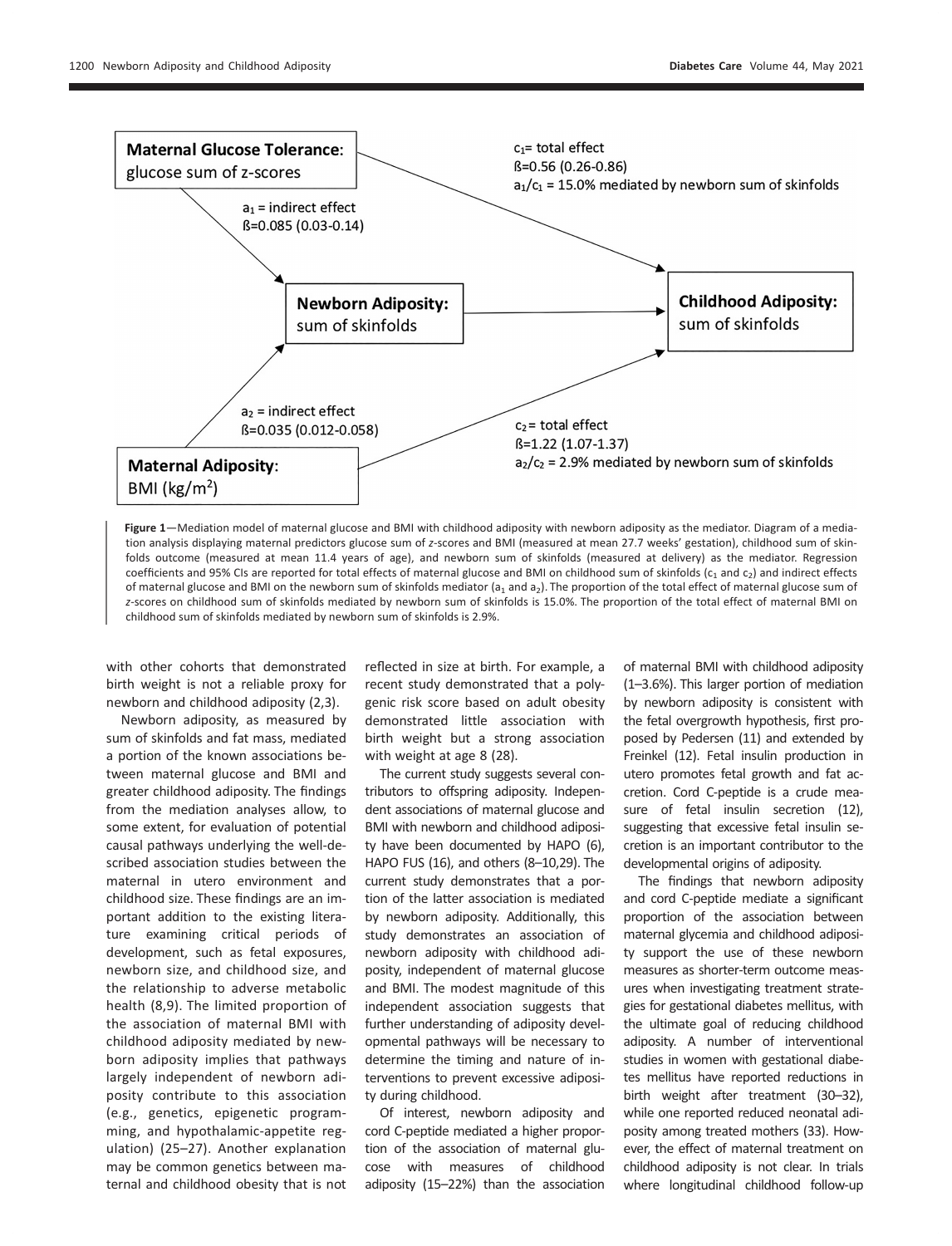**Maternal Glucose Tolerance:** glucose sum of z-scores

$a_1$ = indirect effect
ß=0.085 (0.03-0.14)

$c_1$= total effect
ß=0.56 (0.26-0.86)
$a_1/c_1$ = 15.0% mediated by newborn sum of skinfolds

**Newborn Adiposity:** sum of skinfolds

**Childhood Adiposity:** sum of skinfolds

$a_2$ = indirect effect
ß=0.035 (0.012-0.058)

$c_2$= total effect
ß=1.22 (1.07-1.37)
$a_2/c_2$ = 2.9% mediated by newborn sum of skinfolds

**Maternal Adiposity:** BMI (kg/m$^2$)

**Figure 1**—Mediation model of maternal glucose and BMI with childhood adiposity with newborn adiposity as the mediator. Diagram of a mediation analysis displaying maternal predictors glucose sum of z-scores and BMI (measured at mean 27.7 weeks' gestation), childhood sum of skinfolds outcome (measured at mean 11.4 years of age), and newborn sum of skinfolds (measured at delivery) as the mediator. Regression coefficients and 95% CIs are reported for total effects of maternal glucose and BMI on childhood sum of skinfolds ($c_1$ and $c_2$) and indirect effects of maternal glucose and BMI on the newborn sum of skinfolds mediator ($a_1$ and $a_2$). The proportion of the total effect of maternal glucose sum of z-scores on childhood sum of skinfolds mediated by newborn sum of skinfolds is 15.0%. The proportion of the total effect of maternal BMI on childhood sum of skinfolds mediated by newborn sum of skinfolds is 2.9%.

with other cohorts that demonstrated birth weight is not a reliable proxy for newborn and childhood adiposity (2,3).

Newborn adiposity, as measured by sum of skinfolds and fat mass, mediated a portion of the known associations between maternal glucose and BMI and greater childhood adiposity. The findings from the mediation analyses allow, to some extent, for evaluation of potential causal pathways underlying the well-described association studies between the maternal in utero environment and childhood size. These findings are an important addition to the existing literature examining critical periods of development, such as fetal exposures, newborn size, and childhood size, and the relationship to adverse metabolic health (8,9). The limited proportion of the association of maternal BMI with childhood adiposity mediated by newborn adiposity implies that pathways largely independent of newborn adiposity contribute to this association (e.g., genetics, epigenetic programming, and hypothalamic-appetite regulation) (25–27). Another explanation may be common genetics between maternal and childhood obesity that is not reflected in size at birth. For example, a recent study demonstrated that a polygenic risk score based on adult obesity demonstrated little association with birth weight but a strong association with weight at age 8 (28).

The current study suggests several contributors to offspring adiposity. Independent associations of maternal glucose and BMI with newborn and childhood adiposity have been documented by HAPO (6), HAPO FUS (16), and others (8–10,29). The current study demonstrates that a portion of the latter association is mediated by newborn adiposity. Additionally, this study demonstrates an association of newborn adiposity with childhood adiposity, independent of maternal glucose and BMI. The modest magnitude of this independent association suggests that further understanding of adiposity developmental pathways will be necessary to determine the timing and nature of interventions to prevent excessive adiposity during childhood.

Of interest, newborn adiposity and cord C-peptide mediated a higher proportion of the association of maternal glucose with measures of childhood adiposity (15–22%) than the association of maternal BMI with childhood adiposity (1–3.6%). This larger portion of mediation by newborn adiposity is consistent with the fetal overgrowth hypothesis, first proposed by Pedersen (11) and extended by Freinkel (12). Fetal insulin production in utero promotes fetal growth and fat accretion. Cord C-peptide is a crude measure of fetal insulin secretion (12), suggesting that excessive fetal insulin secretion is an important contributor to the developmental origins of adiposity.

The findings that newborn adiposity and cord C-peptide mediate a significant proportion of the association between maternal glycemia and childhood adiposity support the use of these newborn measures as shorter-term outcome measures when investigating treatment strategies for gestational diabetes mellitus, with the ultimate goal of reducing childhood adiposity. A number of interventional studies in women with gestational diabetes mellitus have reported reductions in birth weight after treatment (30–32), while one reported reduced neonatal adiposity among treated mothers (33). However, the effect of maternal treatment on childhood adiposity is not clear. In trials where longitudinal childhood follow-up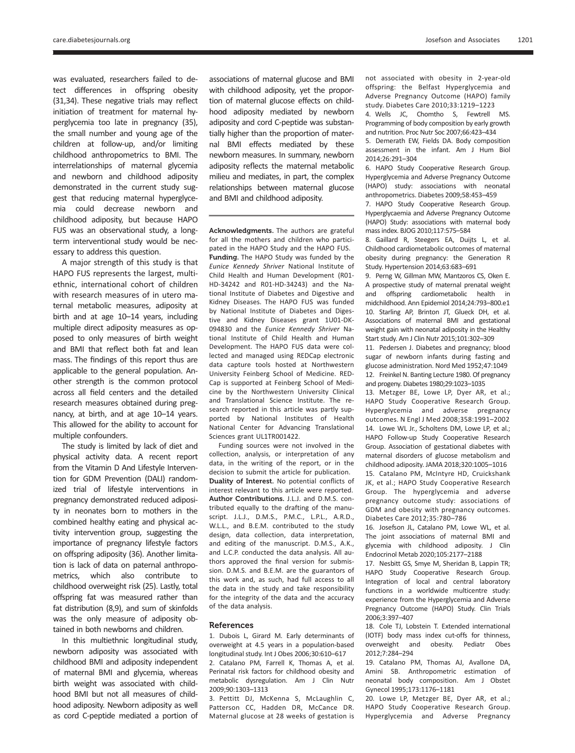was evaluated, researchers failed to detect differences in offspring obesity (31,34). These negative trials may reflect initiation of treatment for maternal hyperglycemia too late in pregnancy (35), the small number and young age of the children at follow-up, and/or limiting childhood anthropometrics to BMI. The interrelationships of maternal glycemia and newborn and childhood adiposity demonstrated in the current study suggest that reducing maternal hyperglycemia could decrease newborn and childhood adiposity, but because HAPO FUS was an observational study, a long-term interventional study would be necessary to address this question.

A major strength of this study is that HAPO FUS represents the largest, multiethnic, international cohort of children with research measures of in utero maternal metabolic measures, adiposity at birth and at age 10–14 years, including multiple direct adiposity measures as opposed to only measures of birth weight and BMI that reflect both fat and lean mass. The findings of this report thus are applicable to the general population. Another strength is the common protocol across all field centers and the detailed research measures obtained during pregnancy, at birth, and at age 10–14 years. This allowed for the ability to account for multiple confounders.

The study is limited by lack of diet and physical activity data. A recent report from the Vitamin D And Lifestyle Intervention for GDM Prevention (DALI) randomized trial of lifestyle interventions in pregnancy demonstrated reduced adiposity in neonates born to mothers in the combined healthy eating and physical activity intervention group, suggesting the importance of pregnancy lifestyle factors on offspring adiposity (36). Another limitation is lack of data on paternal anthropometrics, which also contribute to childhood overweight risk (25). Lastly, total offspring fat was measured rather than fat distribution (8,9), and sum of skinfolds was the only measure of adiposity obtained in both newborns and children.

In this multiethnic longitudinal study, newborn adiposity was associated with childhood BMI and adiposity independent of maternal BMI and glycemia, whereas birth weight was associated with childhood BMI but not all measures of childhood adiposity. Newborn adiposity as well as cord C-peptide mediated a portion of associations of maternal glucose and BMI with childhood adiposity, yet the proportion of maternal glucose effects on childhood adiposity mediated by newborn adiposity and cord C-peptide was substantially higher than the proportion of maternal BMI effects mediated by these newborn measures. In summary, newborn adiposity reflects the maternal metabolic milieu and mediates, in part, the complex relationships between maternal glucose and BMI and childhood adiposity.

**Acknowledgments.** The authors are grateful for all the mothers and children who participated in the HAPO Study and the HAPO FUS.

**Funding.** The HAPO Study was funded by the *Eunice Kennedy Shriver* National Institute of Child Health and Human Development (R01-HD-34242 and R01-HD-34243) and the National Institute of Diabetes and Digestive and Kidney Diseases. The HAPO FUS was funded by National Institute of Diabetes and Digestive and Kidney Diseases grant 1U01-DK-094830 and the *Eunice Kennedy Shriver* National Institute of Child Health and Human Development. The HAPO FUS data were collected and managed using REDCap electronic data capture tools hosted at Northwestern University Feinberg School of Medicine. REDCap is supported at Feinberg School of Medicine by the Northwestern University Clinical and Translational Science Institute. The research reported in this article was partly supported by National Institutes of Health National Center for Advancing Translational Sciences grant UL1TR001422.

Funding sources were not involved in the collection, analysis, or interpretation of any data, in the writing of the report, or in the decision to submit the article for publication.

**Duality of Interest.** No potential conflicts of interest relevant to this article were reported.

**Author Contributions.** J.L.J. and D.M.S. contributed equally to the drafting of the manuscript. J.L.J., D.M.S., P.M.C., L.P.L., A.R.D., W.L.L., and B.E.M. contributed to the study design, data collection, data interpretation, and editing of the manuscript. D.M.S., A.K., and L.C.P. conducted the data analysis. All authors approved the final version for submission. D.M.S. and B.E.M. are the guarantors of this work and, as such, had full access to all the data in the study and take responsibility for the integrity of the data and the accuracy of the data analysis.

## References

1. Dubois L, Girard M. Early determinants of overweight at 4.5 years in a population-based longitudinal study. Int J Obes 2006;30:610–617
2. Catalano PM, Farrell K, Thomas A, et al. Perinatal risk factors for childhood obesity and metabolic dysregulation. Am J Clin Nutr 2009;90:1303–1313
3. Pettitt DJ, McKenna S, McLaughlin C, Patterson CC, Hadden DR, McCance DR. Maternal glucose at 28 weeks of gestation is not associated with obesity in 2-year-old offspring: the Belfast Hyperglycemia and Adverse Pregnancy Outcome (HAPO) family study. Diabetes Care 2010;33:1219–1223
4. Wells JC, Chomtho S, Fewtrell MS. Programming of body composition by early growth and nutrition. Proc Nutr Soc 2007;66:423–434
5. Demerath EW, Fields DA. Body composition assessment in the infant. Am J Hum Biol 2014;26:291–304
6. HAPO Study Cooperative Research Group. Hyperglycemia and Adverse Pregnancy Outcome (HAPO) study: associations with neonatal anthropometrics. Diabetes 2009;58:453–459
7. HAPO Study Cooperative Research Group. Hyperglycaemia and Adverse Pregnancy Outcome (HAPO) Study: associations with maternal body mass index. BJOG 2010;117:575–584
8. Gaillard R, Steegers EA, Duijts L, et al. Childhood cardiometabolic outcomes of maternal obesity during pregnancy: the Generation R Study. Hypertension 2014;63:683–691
9. Perng W, Gillman MW, Mantzoros CS, Oken E. A prospective study of maternal prenatal weight and offspring cardiometabolic health in midchildhood. Ann Epidemiol 2014;24:793–800.e1
10. Starling AP, Brinton JT, Glueck DH, et al. Associations of maternal BMI and gestational weight gain with neonatal adiposity in the Healthy Start study. Am J Clin Nutr 2015;101:302–309
11. Pedersen J. Diabetes and pregnancy; blood sugar of newborn infants during fasting and glucose administration. Nord Med 1952;47:1049
12. Freinkel N. Banting Lecture 1980. Of pregnancy and progeny. Diabetes 1980;29:1023–1035
13. Metzger BE, Lowe LP, Dyer AR, et al.; HAPO Study Cooperative Research Group. Hyperglycemia and adverse pregnancy outcomes. N Engl J Med 2008;358:1991–2002
14. Lowe WL Jr., Scholtens DM, Lowe LP, et al.; HAPO Follow-up Study Cooperative Research Group. Association of gestational diabetes with maternal disorders of glucose metabolism and childhood adiposity. JAMA 2018;320:1005–1016
15. Catalano PM, McIntyre HD, Cruickshank JK, et al.; HAPO Study Cooperative Research Group. The hyperglycemia and adverse pregnancy outcome study: associations of GDM and obesity with pregnancy outcomes. Diabetes Care 2012;35:780–786
16. Josefson JL, Catalano PM, Lowe WL, et al. The joint associations of maternal BMI and glycemia with childhood adiposity. J Clin Endocrinol Metab 2020;105:2177–2188
17. Nesbitt GS, Smye M, Sheridan B, Lappin TR; HAPO Study Cooperative Research Group. Integration of local and central laboratory functions in a worldwide multicentre study: experience from the Hyperglycemia and Adverse Pregnancy Outcome (HAPO) Study. Clin Trials 2006;3:397–407
18. Cole TJ, Lobstein T. Extended international (IOTF) body mass index cut-offs for thinness, overweight and obesity. Pediatr Obes 2012;7:284–294
19. Catalano PM, Thomas AJ, Avallone DA, Amini SB. Anthropometric estimation of neonatal body composition. Am J Obstet Gynecol 1995;173:1176–1181
20. Lowe LP, Metzger BE, Dyer AR, et al.; HAPO Study Cooperative Research Group. Hyperglycemia and Adverse Pregnancy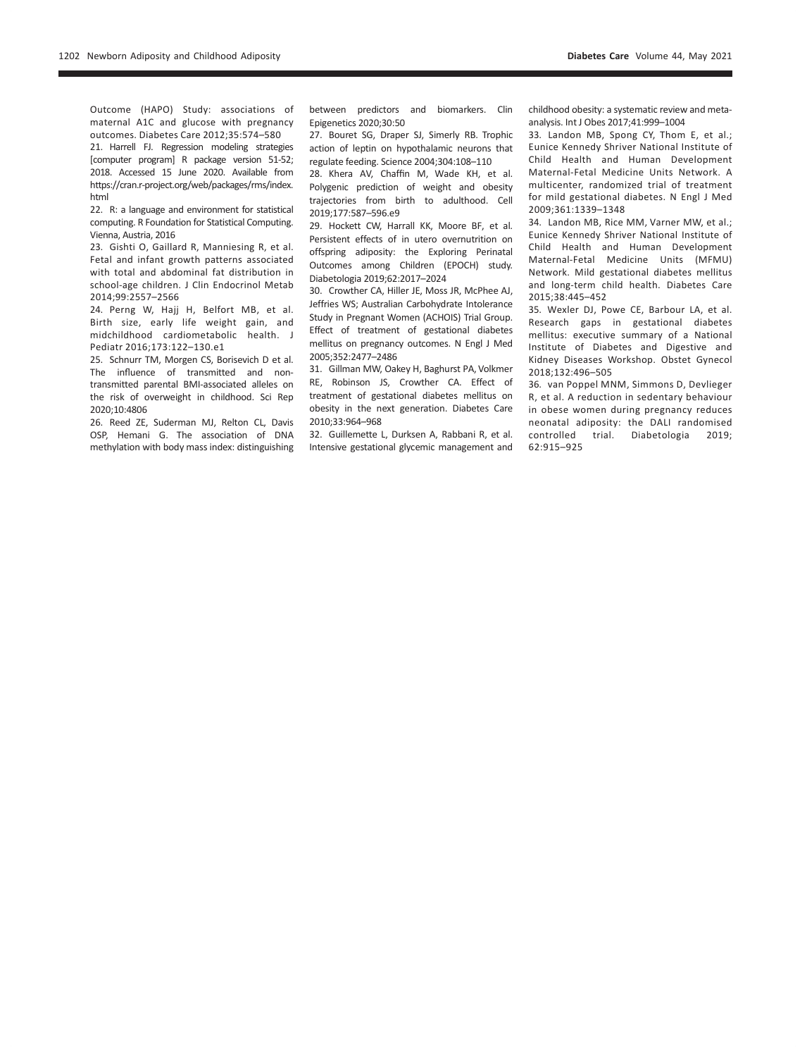Outcome (HAPO) Study: associations of maternal A1C and glucose with pregnancy outcomes. Diabetes Care 2012;35:574–580

21. Harrell FJ. Regression modeling strategies [computer program] R package version 51-52; 2018. Accessed 15 June 2020. Available from https://cran.r-project.org/web/packages/rms/index.html

22. R: a language and environment for statistical computing. R Foundation for Statistical Computing. Vienna, Austria, 2016

23. Gishti O, Gaillard R, Manniesing R, et al. Fetal and infant growth patterns associated with total and abdominal fat distribution in school-age children. J Clin Endocrinol Metab 2014;99:2557–2566

24. Perng W, Hajj H, Belfort MB, et al. Birth size, early life weight gain, and midchildhood cardiometabolic health. J Pediatr 2016;173:122–130.e1

25. Schnurr TM, Morgen CS, Borisevich D et al. The influence of transmitted and non-transmitted parental BMI-associated alleles on the risk of overweight in childhood. Sci Rep 2020;10:4806

26. Reed ZE, Suderman MJ, Relton CL, Davis OSP, Hemani G. The association of DNA methylation with body mass index: distinguishing between predictors and biomarkers. Clin Epigenetics 2020;30:50

27. Bouret SG, Draper SJ, Simerly RB. Trophic action of leptin on hypothalamic neurons that regulate feeding. Science 2004;304:108–110

28. Khera AV, Chaffin M, Wade KH, et al. Polygenic prediction of weight and obesity trajectories from birth to adulthood. Cell 2019;177:587–596.e9

29. Hockett CW, Harrall KK, Moore BF, et al. Persistent effects of in utero overnutrition on offspring adiposity: the Exploring Perinatal Outcomes among Children (EPOCH) study. Diabetologia 2019;62:2017–2024

30. Crowther CA, Hiller JE, Moss JR, McPhee AJ, Jeffries WS; Australian Carbohydrate Intolerance Study in Pregnant Women (ACHOIS) Trial Group. Effect of treatment of gestational diabetes mellitus on pregnancy outcomes. N Engl J Med 2005;352:2477–2486

31. Gillman MW, Oakey H, Baghurst PA, Volkmer RE, Robinson JS, Crowther CA. Effect of treatment of gestational diabetes mellitus on obesity in the next generation. Diabetes Care 2010;33:964–968

32. Guillemette L, Durksen A, Rabbani R, et al. Intensive gestational glycemic management and childhood obesity: a systematic review and meta-analysis. Int J Obes 2017;41:999–1004

33. Landon MB, Spong CY, Thom E, et al.; Eunice Kennedy Shriver National Institute of Child Health and Human Development Maternal-Fetal Medicine Units Network. A multicenter, randomized trial of treatment for mild gestational diabetes. N Engl J Med 2009;361:1339–1348

34. Landon MB, Rice MM, Varner MW, et al.; Eunice Kennedy Shriver National Institute of Child Health and Human Development Maternal-Fetal Medicine Units (MFMU) Network. Mild gestational diabetes mellitus and long-term child health. Diabetes Care 2015;38:445–452

35. Wexler DJ, Powe CE, Barbour LA, et al. Research gaps in gestational diabetes mellitus: executive summary of a National Institute of Diabetes and Digestive and Kidney Diseases Workshop. Obstet Gynecol 2018;132:496–505

36. van Poppel MNM, Simmons D, Devlieger R, et al. A reduction in sedentary behaviour in obese women during pregnancy reduces neonatal adiposity: the DALI randomised controlled trial. Diabetologia 2019; 62:915–925